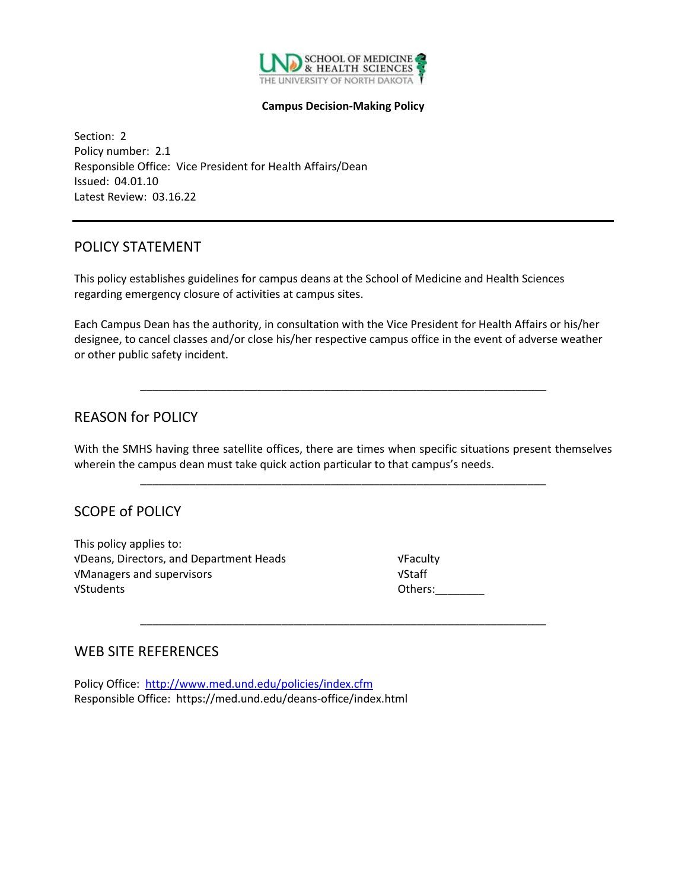**Campus Decision-Making Policy**

Section: 2
Policy number: 2.1
Responsible Office: Vice President for Health Affairs/Dean
Issued: 04.01.10
Latest Review: 03.16.22

---

## POLICY STATEMENT

This policy establishes guidelines for campus deans at the School of Medicine and Health Sciences regarding emergency closure of activities at campus sites.

Each Campus Dean has the authority, in consultation with the Vice President for Health Affairs or his/her designee, to cancel classes and/or close his/her respective campus office in the event of adverse weather or other public safety incident.

---

## REASON for POLICY

With the SMHS having three satellite offices, there are times when specific situations present themselves wherein the campus dean must take quick action particular to that campus's needs.

---

## SCOPE of POLICY

This policy applies to:

√Deans, Directors, and Department Heads
√Managers and supervisors
√Students
√Faculty
√Staff
Others:________

---

## WEB SITE REFERENCES

Policy Office: http://www.med.und.edu/policies/index.cfm
Responsible Office: https://med.und.edu/deans-office/index.html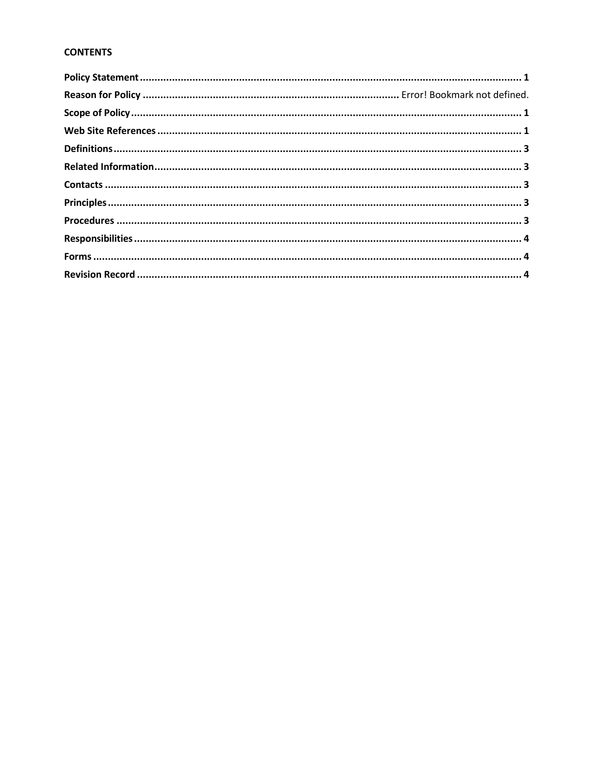**CONTENTS**

**Policy Statement** .......................................................................................................................... **1**

**Reason for Policy** ........................................................................................ Error! Bookmark not defined.

**Scope of Policy** .............................................................................................................................. **1**

**Web Site References** ..................................................................................................................... **1**

**Definitions** ...................................................................................................................................... **3**

**Related Information** ...................................................................................................................... **3**

**Contacts** .......................................................................................................................................... **3**

**Principles** ........................................................................................................................................ **3**

**Procedures** ...................................................................................................................................... **3**

**Responsibilities** ............................................................................................................................. **4**

**Forms** ................................................................................................................................................ **4**

**Revision Record** .............................................................................................................................. **4**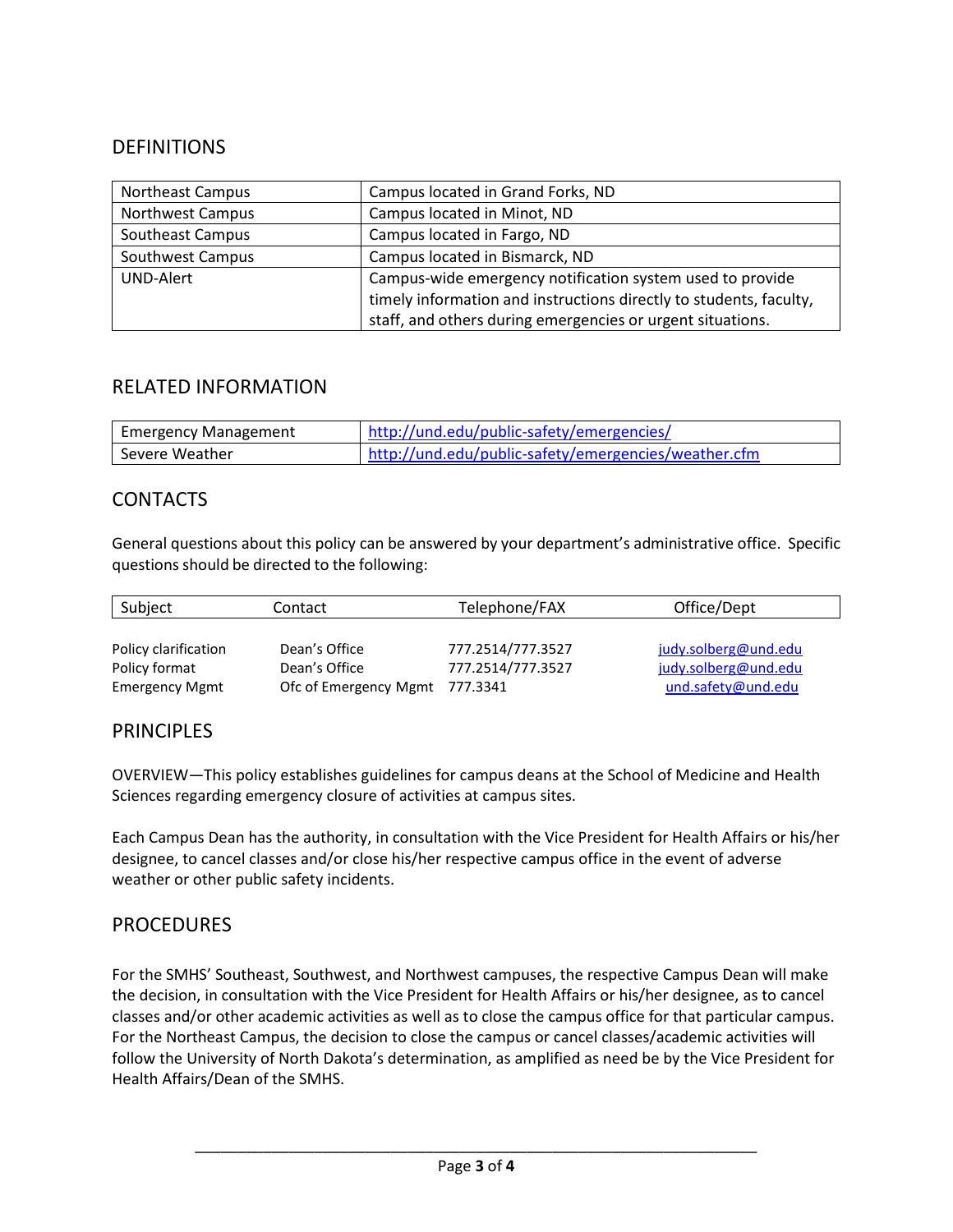## DEFINITIONS

| | |
|---|---|
| Northeast Campus | Campus located in Grand Forks, ND |
| Northwest Campus | Campus located in Minot, ND |
| Southeast Campus | Campus located in Fargo, ND |
| Southwest Campus | Campus located in Bismarck, ND |
| UND-Alert | Campus-wide emergency notification system used to provide timely information and instructions directly to students, faculty, staff, and others during emergencies or urgent situations. |

## RELATED INFORMATION

| | |
|---|---|
| Emergency Management | http://und.edu/public-safety/emergencies/ |
| Severe Weather | http://und.edu/public-safety/emergencies/weather.cfm |

## CONTACTS

General questions about this policy can be answered by your department's administrative office. Specific questions should be directed to the following:

| Subject | Contact | Telephone/FAX | Office/Dept |
|---|---|---|---|
| Policy clarification | Dean's Office | 777.2514/777.3527 | judy.solberg@und.edu |
| Policy format | Dean's Office | 777.2514/777.3527 | judy.solberg@und.edu |
| Emergency Mgmt | Ofc of Emergency Mgmt | 777.3341 | und.safety@und.edu |

## PRINCIPLES

OVERVIEW—This policy establishes guidelines for campus deans at the School of Medicine and Health Sciences regarding emergency closure of activities at campus sites.

Each Campus Dean has the authority, in consultation with the Vice President for Health Affairs or his/her designee, to cancel classes and/or close his/her respective campus office in the event of adverse weather or other public safety incidents.

## PROCEDURES

For the SMHS' Southeast, Southwest, and Northwest campuses, the respective Campus Dean will make the decision, in consultation with the Vice President for Health Affairs or his/her designee, as to cancel classes and/or other academic activities as well as to close the campus office for that particular campus. For the Northeast Campus, the decision to close the campus or cancel classes/academic activities will follow the University of North Dakota's determination, as amplified as need be by the Vice President for Health Affairs/Dean of the SMHS.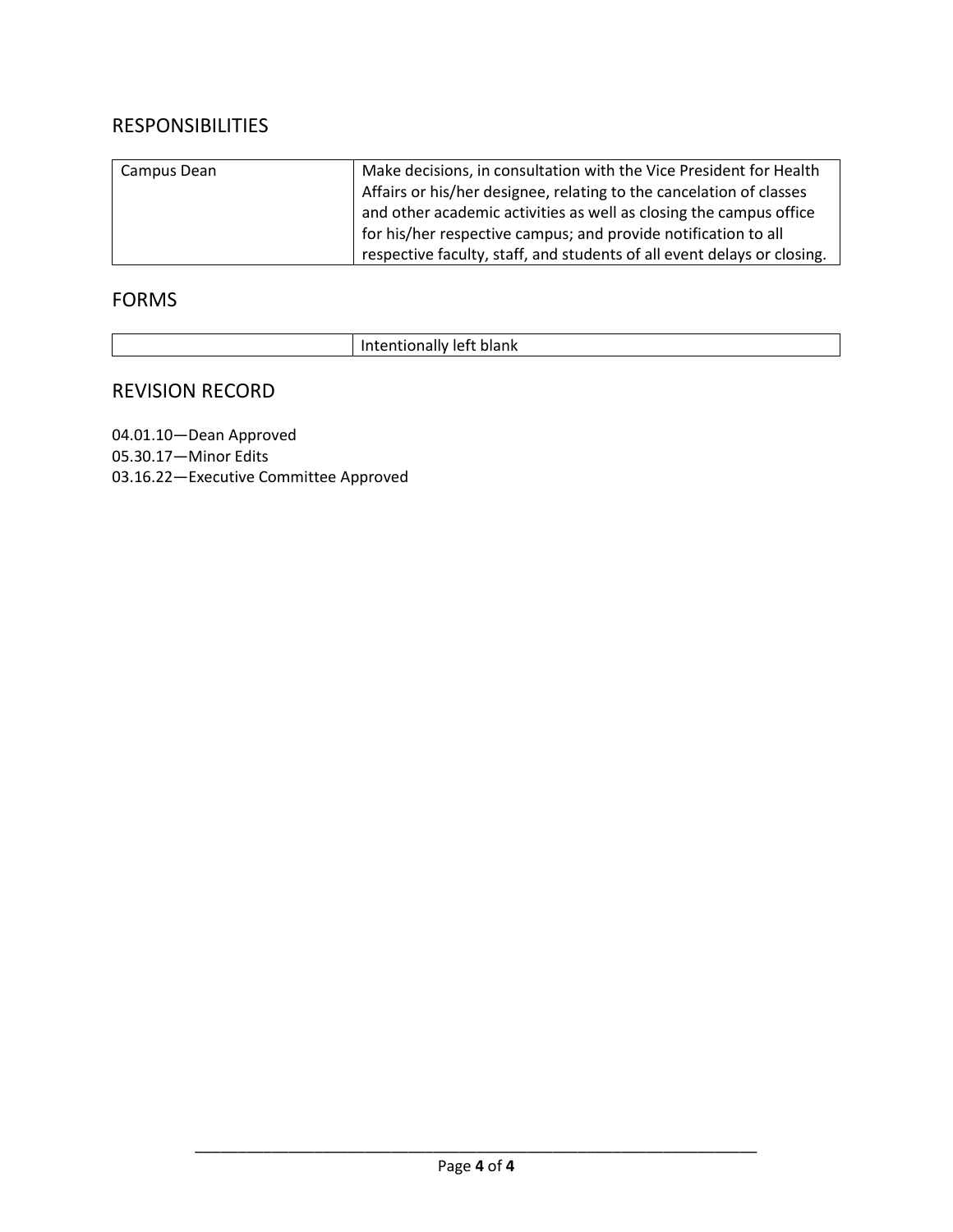## RESPONSIBILITIES

| | |
|---|---|
| Campus Dean | Make decisions, in consultation with the Vice President for Health Affairs or his/her designee, relating to the cancelation of classes and other academic activities as well as closing the campus office for his/her respective campus; and provide notification to all respective faculty, staff, and students of all event delays or closing. |

## FORMS

| | |
|---|---|
| | Intentionally left blank |

## REVISION RECORD

04.01.10—Dean Approved
05.30.17—Minor Edits
03.16.22—Executive Committee Approved